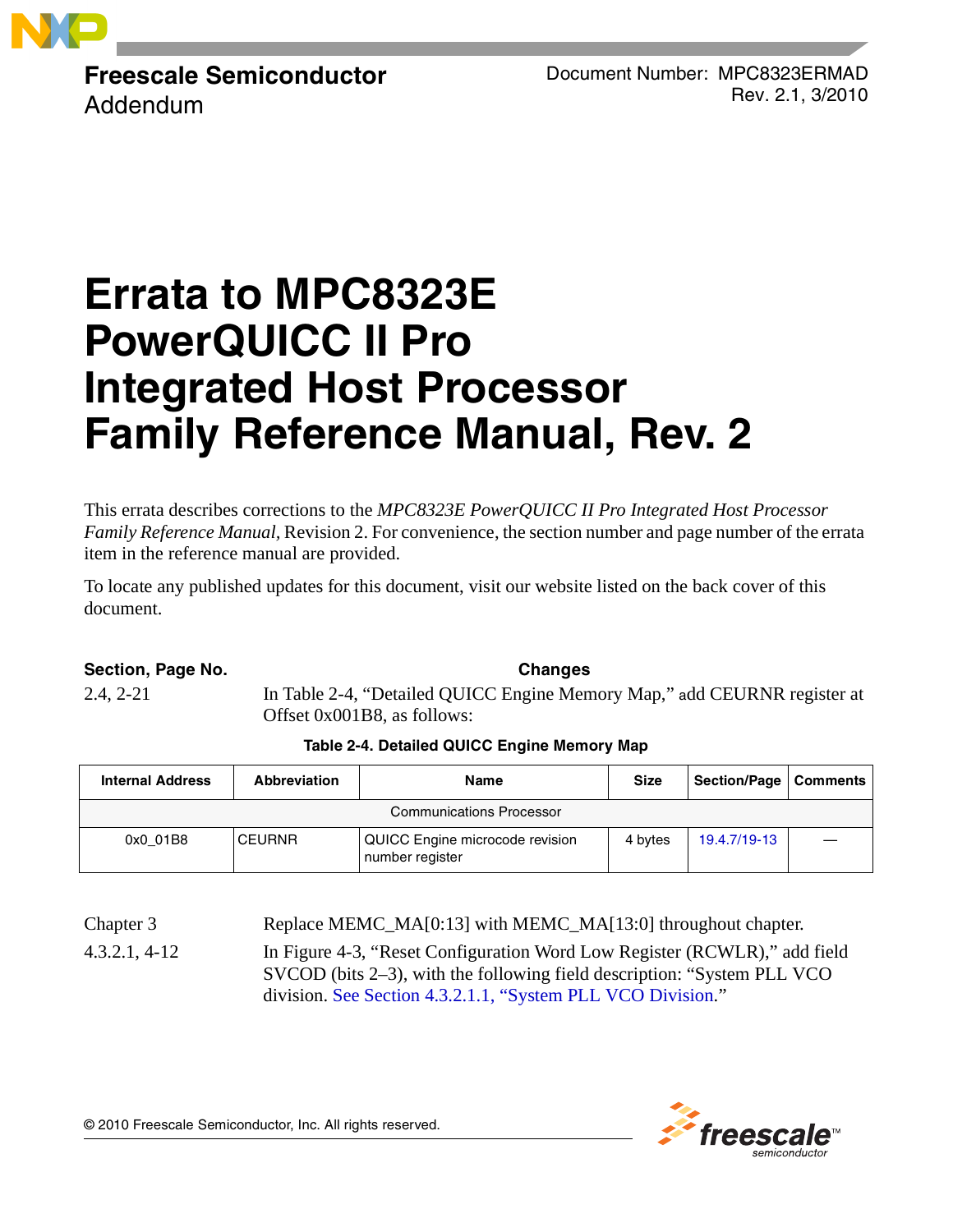**Freescale Semiconductor**
Addendum

Document Number: MPC8323ERMAD
Rev. 2.1, 3/2010

# Errata to MPC8323E PowerQUICC II Pro Integrated Host Processor Family Reference Manual, Rev. 2

This errata describes corrections to the *MPC8323E PowerQUICC II Pro Integrated Host Processor Family Reference Manual*, Revision 2. For convenience, the section number and page number of the errata item in the reference manual are provided.

To locate any published updates for this document, visit our website listed on the back cover of this document.

| Section, Page No. | Changes |
|---|---|
| 2.4, 2-21 | In Table 2-4, “Detailed QUICC Engine Memory Map,” add CEURNR register at Offset 0x001B8, as follows: |

**Table 2-4. Detailed QUICC Engine Memory Map**

| Internal Address | Abbreviation | Name | Size | Section/Page | Comments |
|---|---|---|---|---|---|
| Communications Processor | | | | | |
| 0x0_01B8 | CEURNR | QUICC Engine microcode revision number register | 4 bytes | 19.4.7/19-13 | — |

| Section, Page No. | Changes |
|---|---|
| Chapter 3 | Replace MEMC_MA[0:13] with MEMC_MA[13:0] throughout chapter. |
| 4.3.2.1, 4-12 | In Figure 4-3, “Reset Configuration Word Low Register (RCWLR),” add field SVCOD (bits 2–3), with the following field description: “System PLL VCO division. See Section 4.3.2.1.1, “System PLL VCO Division.” |

© 2010 Freescale Semiconductor, Inc. All rights reserved.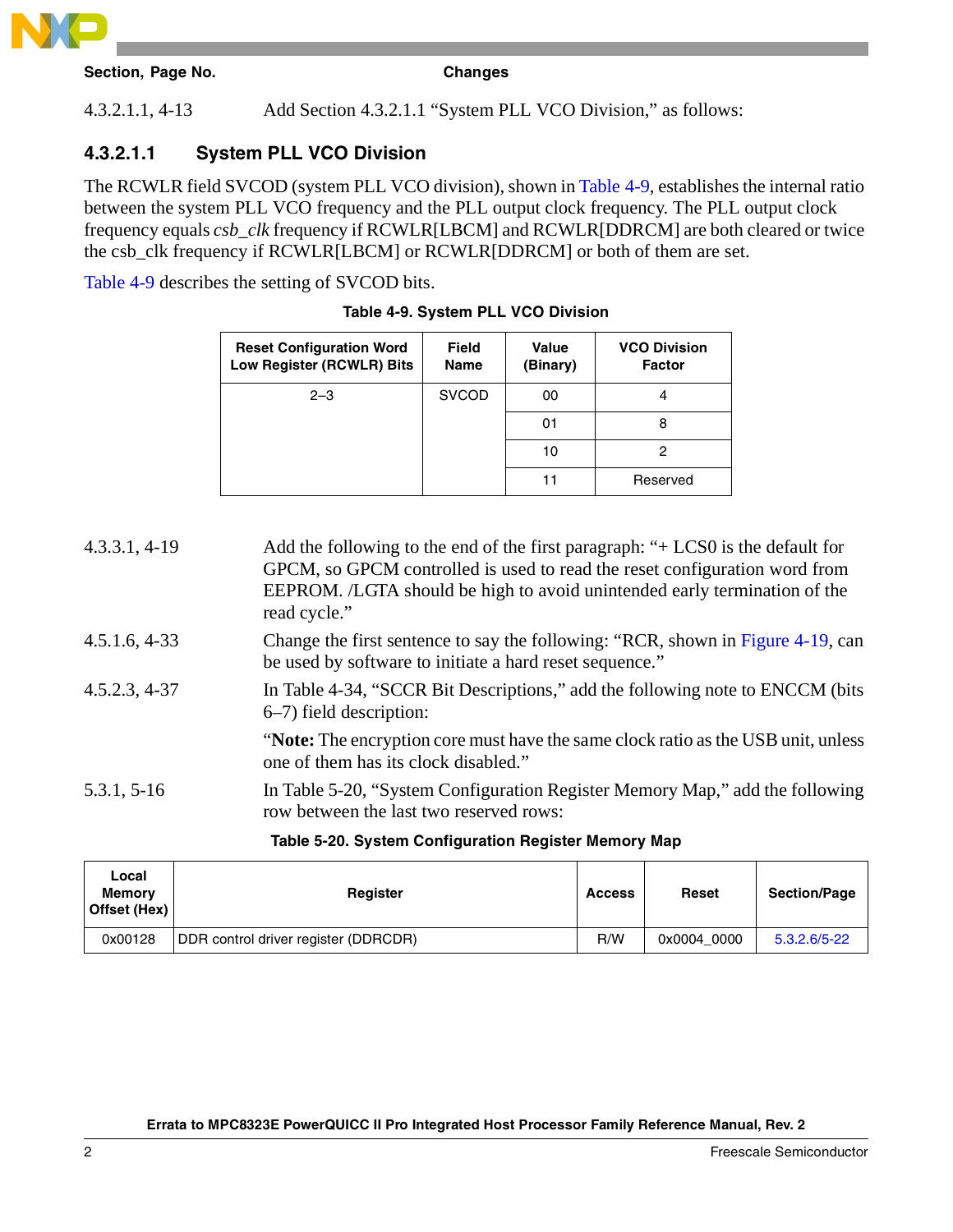| Section, Page No. | Changes |
|---|---|
| 4.3.2.1.1, 4-13 | Add Section 4.3.2.1.1 “System PLL VCO Division,” as follows: |

#### 4.3.2.1.1 System PLL VCO Division

The RCWLR field SVCOD (system PLL VCO division), shown in Table 4-9, establishes the internal ratio between the system PLL VCO frequency and the PLL output clock frequency. The PLL output clock frequency equals *csb_clk* frequency if RCWLR[LBCM] and RCWLR[DDRCM] are both cleared or twice the csb_clk frequency if RCWLR[LBCM] or RCWLR[DDRCM] or both of them are set.

Table 4-9 describes the setting of SVCOD bits.

**Table 4-9. System PLL VCO Division**

| Reset Configuration Word Low Register (RCWLR) Bits | Field Name | Value (Binary) | VCO Division Factor |
|---|---|---|---|
| 2–3 | SVCOD | 00 | 4 |
| | | 01 | 8 |
| | | 10 | 2 |
| | | 11 | Reserved |

| Section, Page No. | Changes |
|---|---|
| 4.3.3.1, 4-19 | Add the following to the end of the first paragraph: “+ LCS0 is the default for GPCM, so GPCM controlled is used to read the reset configuration word from EEPROM. /LGTA should be high to avoid unintended early termination of the read cycle.” |
| 4.5.1.6, 4-33 | Change the first sentence to say the following: “RCR, shown in Figure 4-19, can be used by software to initiate a hard reset sequence.” |
| 4.5.2.3, 4-37 | In Table 4-34, “SCCR Bit Descriptions,” add the following note to ENCCM (bits 6–7) field description:<br><br>“**Note:** The encryption core must have the same clock ratio as the USB unit, unless one of them has its clock disabled.” |
| 5.3.1, 5-16 | In Table 5-20, “System Configuration Register Memory Map,” add the following row between the last two reserved rows: |

**Table 5-20. System Configuration Register Memory Map**

| Local Memory Offset (Hex) | Register | Access | Reset | Section/Page |
|---|---|---|---|---|
| 0x00128 | DDR control driver register (DDRCDR) | R/W | 0x0004_0000 | 5.3.2.6/5-22 |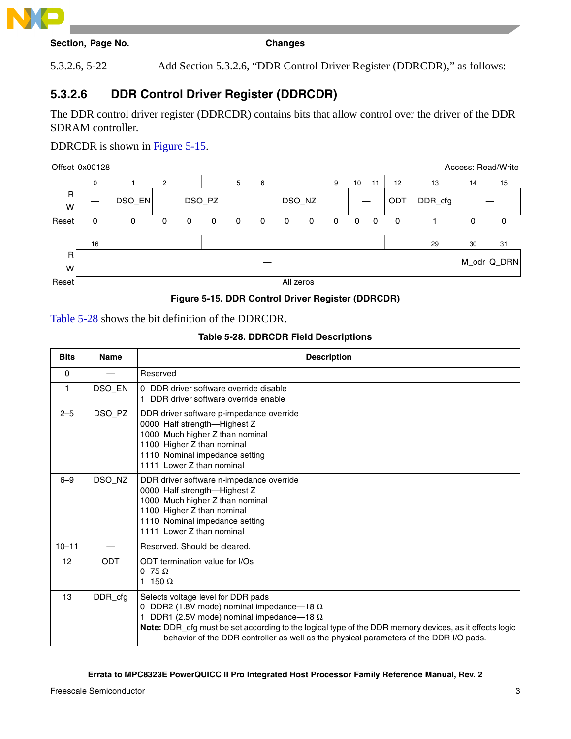| Section, Page No. | Changes |
|---|---|
| 5.3.2.6, 5-22 | Add Section 5.3.2.6, "DDR Control Driver Register (DDRCDR)," as follows: |

### 5.3.2.6 DDR Control Driver Register (DDRCDR)

The DDR control driver register (DDRCDR) contains bits that allow control over the driver of the DDR SDRAM controller.

DDRCDR is shown in Figure 5-15.

Offset 0x00128 — Access: Read/Write

| | 0 | 1 | 2 | 3 | 4 | 5 | 6 | 7 | 8 | 9 | 10 | 11 | 12 | 13 | 14 | 15 |
|---|---|---|---|---|---|---|---|---|---|---|---|---|---|---|---|---|
| R/W | — | DSO_EN | DSO_PZ | | | | DSO_NZ | | | | — | | ODT | DDR_cfg | — | |
| Reset | 0 | 0 | 0 | 0 | 0 | 0 | 0 | 0 | 0 | 0 | 0 | 0 | 0 | 1 | 0 | 0 |

| | 16–29 | 30 | 31 |
|---|---|---|---|
| R/W | — | M_odr | Q_DRN |
| Reset | All zeros | | |

**Figure 5-15. DDR Control Driver Register (DDRCDR)**

Table 5-28 shows the bit definition of the DDRCDR.

**Table 5-28. DDRCDR Field Descriptions**

| Bits | Name | Description |
|---|---|---|
| 0 | — | Reserved |
| 1 | DSO_EN | 0 DDR driver software override disable<br>1 DDR driver software override enable |
| 2–5 | DSO_PZ | DDR driver software p-impedance override<br>0000 Half strength—Highest Z<br>1000 Much higher Z than nominal<br>1100 Higher Z than nominal<br>1110 Nominal impedance setting<br>1111 Lower Z than nominal |
| 6–9 | DSO_NZ | DDR driver software n-impedance override<br>0000 Half strength—Highest Z<br>1000 Much higher Z than nominal<br>1100 Higher Z than nominal<br>1110 Nominal impedance setting<br>1111 Lower Z than nominal |
| 10–11 | — | Reserved. Should be cleared. |
| 12 | ODT | ODT termination value for I/Os<br>0 75 Ω<br>1 150 Ω |
| 13 | DDR_cfg | Selects voltage level for DDR pads<br>0 DDR2 (1.8V mode) nominal impedance—18 Ω<br>1 DDR1 (2.5V mode) nominal impedance—18 Ω<br>**Note:** DDR_cfg must be set according to the logical type of the DDR memory devices, as it effects logic behavior of the DDR controller as well as the physical parameters of the DDR I/O pads. |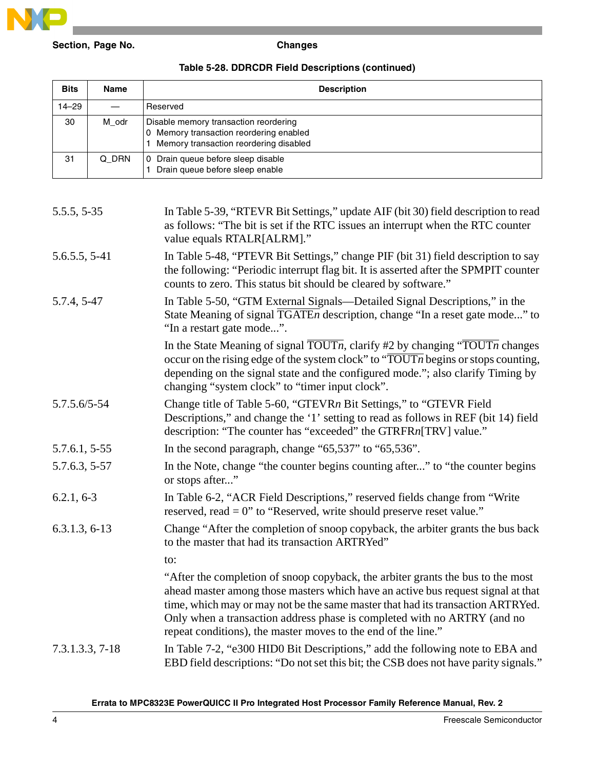| Section, Page No. | Changes |
|---|---|

**Table 5-28. DDRCDR Field Descriptions (continued)**

| Bits | Name | Description |
|---|---|---|
| 14–29 | — | Reserved |
| 30 | M_odr | Disable memory transaction reordering<br>0 Memory transaction reordering enabled<br>1 Memory transaction reordering disabled |
| 31 | Q_DRN | 0 Drain queue before sleep disable<br>1 Drain queue before sleep enable |

| Section, Page No. | Changes |
|---|---|
| 5.5.5, 5-35 | In Table 5-39, "RTEVR Bit Settings," update AIF (bit 30) field description to read as follows: "The bit is set if the RTC issues an interrupt when the RTC counter value equals RTALR[ALRM]." |
| 5.6.5.5, 5-41 | In Table 5-48, "PTEVR Bit Settings," change PIF (bit 31) field description to say the following: "Periodic interrupt flag bit. It is asserted after the SPMPIT counter counts to zero. This status bit should be cleared by software." |
| 5.7.4, 5-47 | In Table 5-50, "GTM External Signals—Detailed Signal Descriptions," in the State Meaning of signal $\overline{\text{TGATE}n}$ description, change "In a reset gate mode..." to "In a restart gate mode...".<br><br>In the State Meaning of signal $\overline{\text{TOUT}n}$, clarify #2 by changing "$\overline{\text{TOUT}n}$ changes occur on the rising edge of the system clock" to "$\overline{\text{TOUT}n}$ begins or stops counting, depending on the signal state and the configured mode."; also clarify Timing by changing "system clock" to "timer input clock". |
| 5.7.5.6/5-54 | Change title of Table 5-60, "GTEVR*n* Bit Settings," to "GTEVR Field Descriptions," and change the '1' setting to read as follows in REF (bit 14) field description: "The counter has "exceeded" the GTRFR*n*[TRV] value." |
| 5.7.6.1, 5-55 | In the second paragraph, change "65,537" to "65,536". |
| 5.7.6.3, 5-57 | In the Note, change "the counter begins counting after..." to "the counter begins or stops after..." |
| 6.2.1, 6-3 | In Table 6-2, "ACR Field Descriptions," reserved fields change from "Write reserved, read = 0" to "Reserved, write should preserve reset value." |
| 6.3.1.3, 6-13 | Change "After the completion of snoop copyback, the arbiter grants the bus back to the master that had its transaction ARTRYed"<br><br>to:<br><br>"After the completion of snoop copyback, the arbiter grants the bus to the most ahead master among those masters which have an active bus request signal at that time, which may or may not be the same master that had its transaction ARTRYed. Only when a transaction address phase is completed with no ARTRY (and no repeat conditions), the master moves to the end of the line." |
| 7.3.1.3.3, 7-18 | In Table 7-2, "e300 HID0 Bit Descriptions," add the following note to EBA and EBD field descriptions: "Do not set this bit; the CSB does not have parity signals." |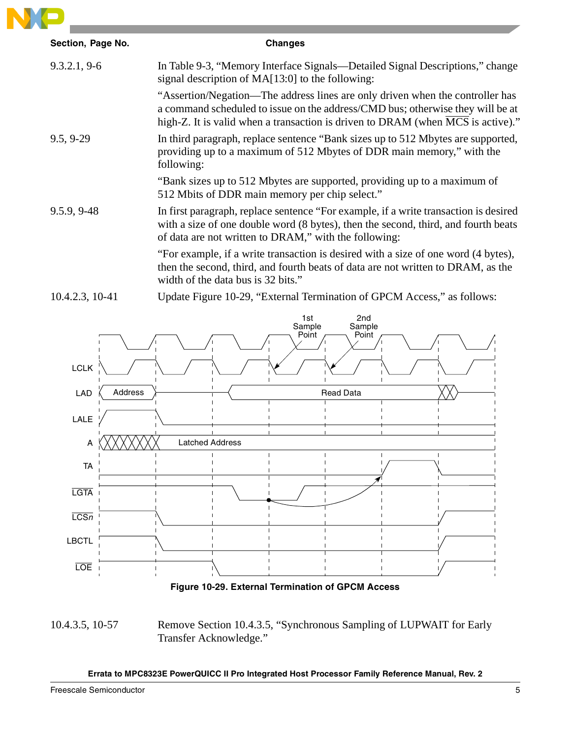| Section, Page No. | Changes |
|---|---|
| 9.3.2.1, 9-6 | In Table 9-3, "Memory Interface Signals—Detailed Signal Descriptions," change signal description of MA[13:0] to the following:<br>"Assertion/Negation—The address lines are only driven when the controller has a command scheduled to issue on the address/CMD bus; otherwise they will be at high-Z. It is valid when a transaction is driven to DRAM (when $\overline{MCS}$ is active)." |
| 9.5, 9-29 | In third paragraph, replace sentence "Bank sizes up to 512 Mbytes are supported, providing up to a maximum of 512 Mbytes of DDR main memory," with the following:<br>"Bank sizes up to 512 Mbytes are supported, providing up to a maximum of 512 Mbits of DDR main memory per chip select." |
| 9.5.9, 9-48 | In first paragraph, replace sentence "For example, if a write transaction is desired with a size of one double word (8 bytes), then the second, third, and fourth beats of data are not written to DRAM," with the following:<br>"For example, if a write transaction is desired with a size of one word (4 bytes), then the second, third, and fourth beats of data are not written to DRAM, as the width of the data bus is 32 bits." |
| 10.4.2.3, 10-41 | Update Figure 10-29, "External Termination of GPCM Access," as follows: |

**Figure 10-29. External Termination of GPCM Access**

| Section, Page No. | Changes |
|---|---|
| 10.4.3.5, 10-57 | Remove Section 10.4.3.5, "Synchronous Sampling of LUPWAIT for Early Transfer Acknowledge." |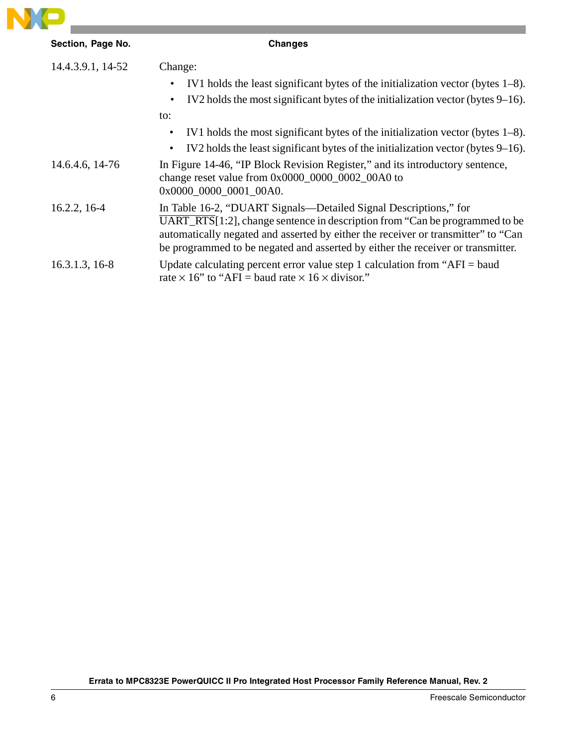| Section, Page No. | Changes |
|---|---|
| 14.4.3.9.1, 14-52 | Change:<br>• IV1 holds the least significant bytes of the initialization vector (bytes 1–8).<br>• IV2 holds the most significant bytes of the initialization vector (bytes 9–16).<br>to:<br>• IV1 holds the most significant bytes of the initialization vector (bytes 1–8).<br>• IV2 holds the least significant bytes of the initialization vector (bytes 9–16). |
| 14.6.4.6, 14-76 | In Figure 14-46, “IP Block Revision Register,” and its introductory sentence, change reset value from 0x0000_0000_0002_00A0 to 0x0000_0000_0001_00A0. |
| 16.2.2, 16-4 | In Table 16-2, “DUART Signals—Detailed Signal Descriptions,” for $\overline{\text{UART\_RTS}}$[1:2], change sentence in description from “Can be programmed to be automatically negated and asserted by either the receiver or transmitter” to “Can be programmed to be negated and asserted by either the receiver or transmitter. |
| 16.3.1.3, 16-8 | Update calculating percent error value step 1 calculation from “AFI = baud rate × 16” to “AFI = baud rate × 16 × divisor.” |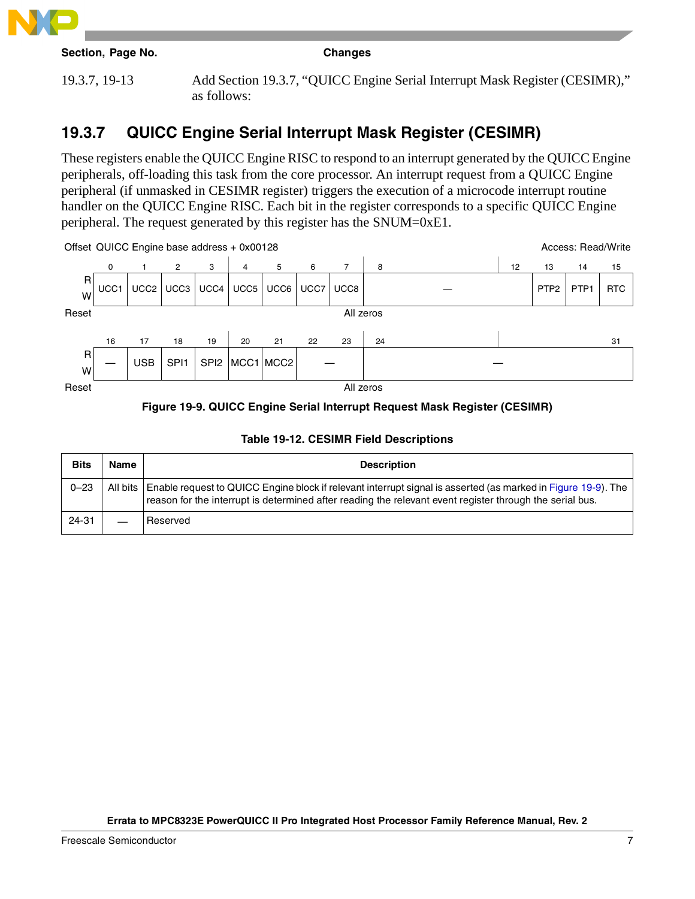| Section, Page No. | Changes |
|---|---|
| 19.3.7, 19-13 | Add Section 19.3.7, "QUICC Engine Serial Interrupt Mask Register (CESIMR)," as follows: |

## 19.3.7 QUICC Engine Serial Interrupt Mask Register (CESIMR)

These registers enable the QUICC Engine RISC to respond to an interrupt generated by the QUICC Engine peripherals, off-loading this task from the core processor. An interrupt request from a QUICC Engine peripheral (if unmasked in CESIMR register) triggers the execution of a microcode interrupt routine handler on the QUICC Engine RISC. Each bit in the register corresponds to a specific QUICC Engine peripheral. The request generated by this register has the SNUM=0xE1.

Offset QUICC Engine base address + 0x00128 — Access: Read/Write

| | 0 | 1 | 2 | 3 | 4 | 5 | 6 | 7 | 8–12 | 13 | 14 | 15 |
|---|---|---|---|---|---|---|---|---|---|---|---|---|
| R/W | UCC1 | UCC2 | UCC3 | UCC4 | UCC5 | UCC6 | UCC7 | UCC8 | — | PTP2 | PTP1 | RTC |
| Reset | All zeros | | | | | | | | | | | |

| | 16 | 17 | 18 | 19 | 20 | 21 | 22–23 | 24–31 |
|---|---|---|---|---|---|---|---|---|
| R/W | — | USB | SPI1 | SPI2 | MCC1 | MCC2 | — | — |
| Reset | All zeros | | | | | | | |

**Figure 19-9. QUICC Engine Serial Interrupt Request Mask Register (CESIMR)**

**Table 19-12. CESIMR Field Descriptions**

| Bits | Name | Description |
|---|---|---|
| 0–23 | All bits | Enable request to QUICC Engine block if relevant interrupt signal is asserted (as marked in Figure 19-9). The reason for the interrupt is determined after reading the relevant event register through the serial bus. |
| 24-31 | — | Reserved |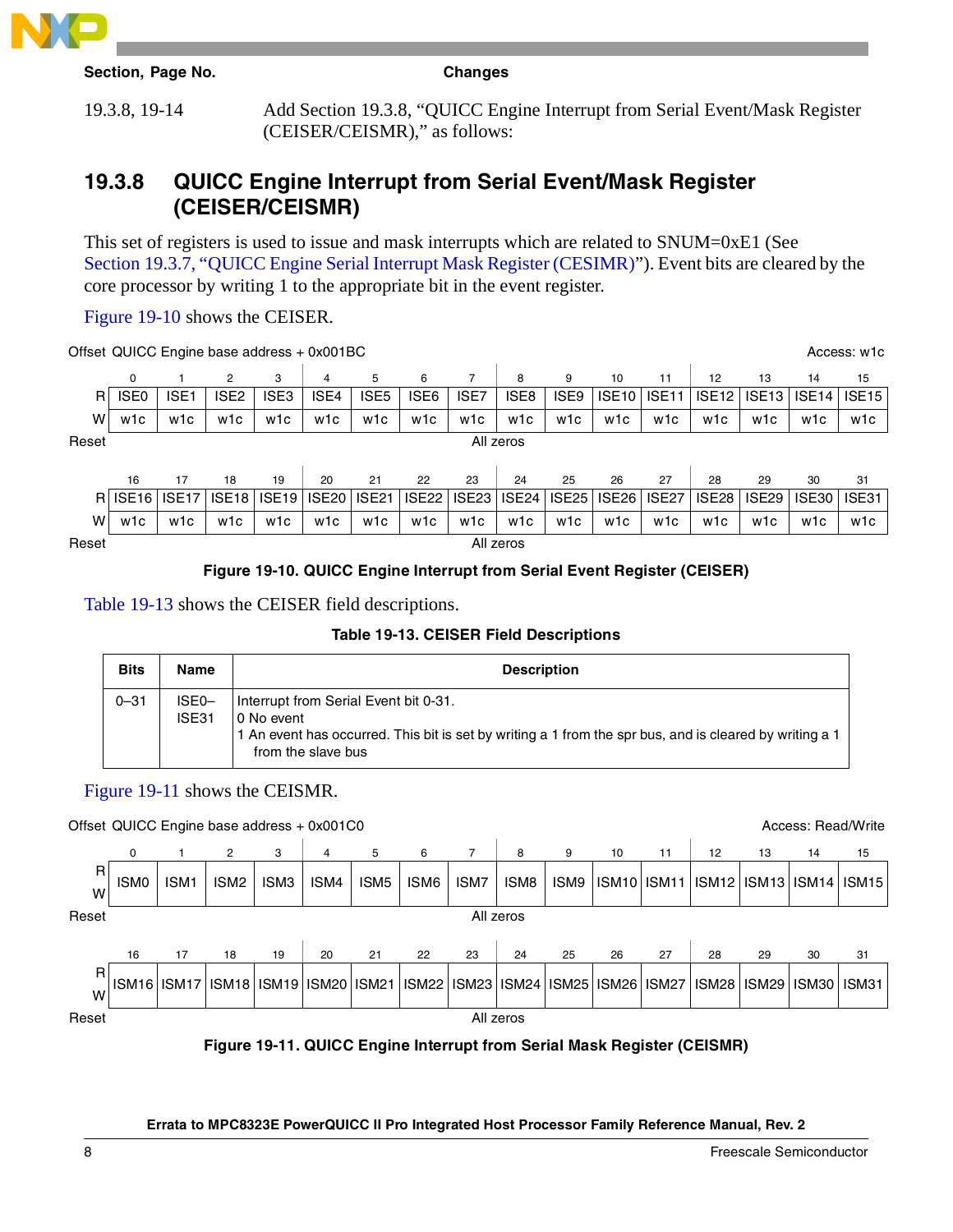| Section, Page No. | Changes |
|---|---|
| 19.3.8, 19-14 | Add Section 19.3.8, “QUICC Engine Interrupt from Serial Event/Mask Register (CEISER/CEISMR),” as follows: |

### 19.3.8 QUICC Engine Interrupt from Serial Event/Mask Register (CEISER/CEISMR)

This set of registers is used to issue and mask interrupts which are related to SNUM=0xE1 (See Section 19.3.7, “QUICC Engine Serial Interrupt Mask Register (CESIMR)”). Event bits are cleared by the core processor by writing 1 to the appropriate bit in the event register.

Figure 19-10 shows the CEISER.

Offset QUICC Engine base address + 0x001BC — Access: w1c

| | 0 | 1 | 2 | 3 | 4 | 5 | 6 | 7 | 8 | 9 | 10 | 11 | 12 | 13 | 14 | 15 |
|---|---|---|---|---|---|---|---|---|---|---|---|---|---|---|---|---|
| R | ISE0 | ISE1 | ISE2 | ISE3 | ISE4 | ISE5 | ISE6 | ISE7 | ISE8 | ISE9 | ISE10 | ISE11 | ISE12 | ISE13 | ISE14 | ISE15 |
| W | w1c | w1c | w1c | w1c | w1c | w1c | w1c | w1c | w1c | w1c | w1c | w1c | w1c | w1c | w1c | w1c |
| Reset | All zeros | | | | | | | | | | | | | | | |

| | 16 | 17 | 18 | 19 | 20 | 21 | 22 | 23 | 24 | 25 | 26 | 27 | 28 | 29 | 30 | 31 |
|---|---|---|---|---|---|---|---|---|---|---|---|---|---|---|---|---|
| R | ISE16 | ISE17 | ISE18 | ISE19 | ISE20 | ISE21 | ISE22 | ISE23 | ISE24 | ISE25 | ISE26 | ISE27 | ISE28 | ISE29 | ISE30 | ISE31 |
| W | w1c | w1c | w1c | w1c | w1c | w1c | w1c | w1c | w1c | w1c | w1c | w1c | w1c | w1c | w1c | w1c |
| Reset | All zeros | | | | | | | | | | | | | | | |

**Figure 19-10. QUICC Engine Interrupt from Serial Event Register (CEISER)**

Table 19-13 shows the CEISER field descriptions.

**Table 19-13. CEISER Field Descriptions**

| Bits | Name | Description |
|---|---|---|
| 0–31 | ISE0–ISE31 | Interrupt from Serial Event bit 0-31.<br>0 No event<br>1 An event has occurred. This bit is set by writing a 1 from the spr bus, and is cleared by writing a 1 from the slave bus |

Figure 19-11 shows the CEISMR.

Offset QUICC Engine base address + 0x001C0 — Access: Read/Write

| | 0 | 1 | 2 | 3 | 4 | 5 | 6 | 7 | 8 | 9 | 10 | 11 | 12 | 13 | 14 | 15 |
|---|---|---|---|---|---|---|---|---|---|---|---|---|---|---|---|---|
| R/W | ISM0 | ISM1 | ISM2 | ISM3 | ISM4 | ISM5 | ISM6 | ISM7 | ISM8 | ISM9 | ISM10 | ISM11 | ISM12 | ISM13 | ISM14 | ISM15 |
| Reset | All zeros | | | | | | | | | | | | | | | |

| | 16 | 17 | 18 | 19 | 20 | 21 | 22 | 23 | 24 | 25 | 26 | 27 | 28 | 29 | 30 | 31 |
|---|---|---|---|---|---|---|---|---|---|---|---|---|---|---|---|---|
| R/W | ISM16 | ISM17 | ISM18 | ISM19 | ISM20 | ISM21 | ISM22 | ISM23 | ISM24 | ISM25 | ISM26 | ISM27 | ISM28 | ISM29 | ISM30 | ISM31 |
| Reset | All zeros | | | | | | | | | | | | | | | |

**Figure 19-11. QUICC Engine Interrupt from Serial Mask Register (CEISMR)**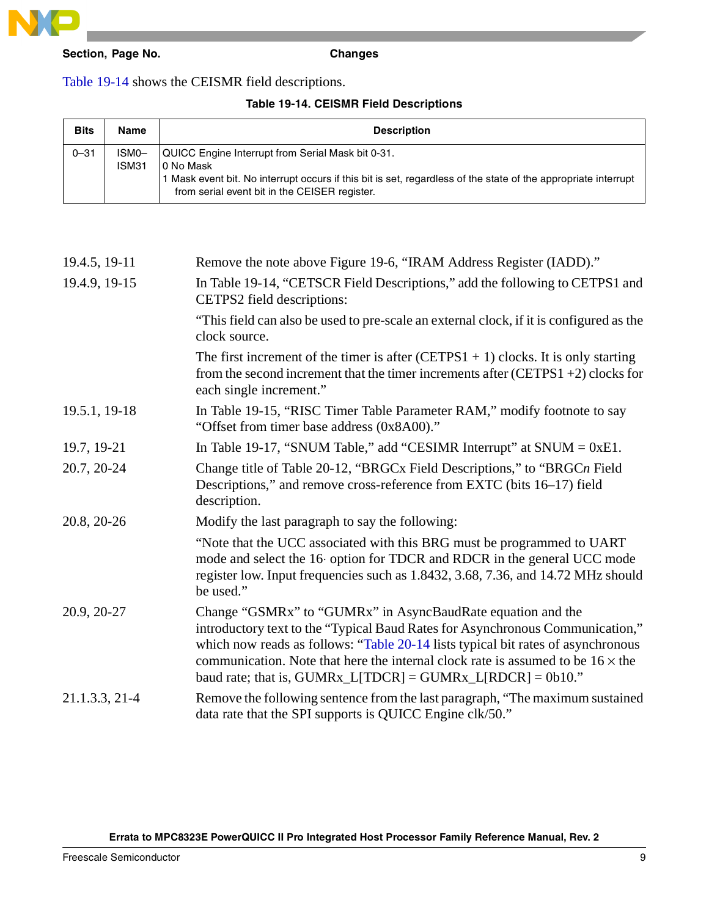| Section, Page No. | Changes |
|---|---|

Table 19-14 shows the CEISMR field descriptions.

**Table 19-14. CEISMR Field Descriptions**

| Bits | Name | Description |
|---|---|---|
| 0–31 | ISM0–ISM31 | QUICC Engine Interrupt from Serial Mask bit 0-31.<br>0 No Mask<br>1 Mask event bit. No interrupt occurs if this bit is set, regardless of the state of the appropriate interrupt from serial event bit in the CEISER register. |

| | |
|---|---|
| 19.4.5, 19-11 | Remove the note above Figure 19-6, “IRAM Address Register (IADD).” |
| 19.4.9, 19-15 | In Table 19-14, “CETSCR Field Descriptions,” add the following to CETPS1 and CETPS2 field descriptions:<br>“This field can also be used to pre-scale an external clock, if it is configured as the clock source.<br>The first increment of the timer is after (CETPS1 + 1) clocks. It is only starting from the second increment that the timer increments after (CETPS1 +2) clocks for each single increment.” |
| 19.5.1, 19-18 | In Table 19-15, “RISC Timer Table Parameter RAM,” modify footnote to say “Offset from timer base address (0x8A00).” |
| 19.7, 19-21 | In Table 19-17, “SNUM Table,” add “CESIMR Interrupt” at SNUM = 0xE1. |
| 20.7, 20-24 | Change title of Table 20-12, “BRGCx Field Descriptions,” to “BRGC*n* Field Descriptions,” and remove cross-reference from EXTC (bits 16–17) field description. |
| 20.8, 20-26 | Modify the last paragraph to say the following:<br>“Note that the UCC associated with this BRG must be programmed to UART mode and select the 16· option for TDCR and RDCR in the general UCC mode register low. Input frequencies such as 1.8432, 3.68, 7.36, and 14.72 MHz should be used.” |
| 20.9, 20-27 | Change “GSMRx” to “GUMRx” in AsyncBaudRate equation and the introductory text to the “Typical Baud Rates for Asynchronous Communication,” which now reads as follows: “Table 20-14 lists typical bit rates of asynchronous communication. Note that here the internal clock rate is assumed to be 16 × the baud rate; that is, GUMRx_L[TDCR] = GUMRx_L[RDCR] = 0b10.” |
| 21.1.3.3, 21-4 | Remove the following sentence from the last paragraph, “The maximum sustained data rate that the SPI supports is QUICC Engine clk/50.” |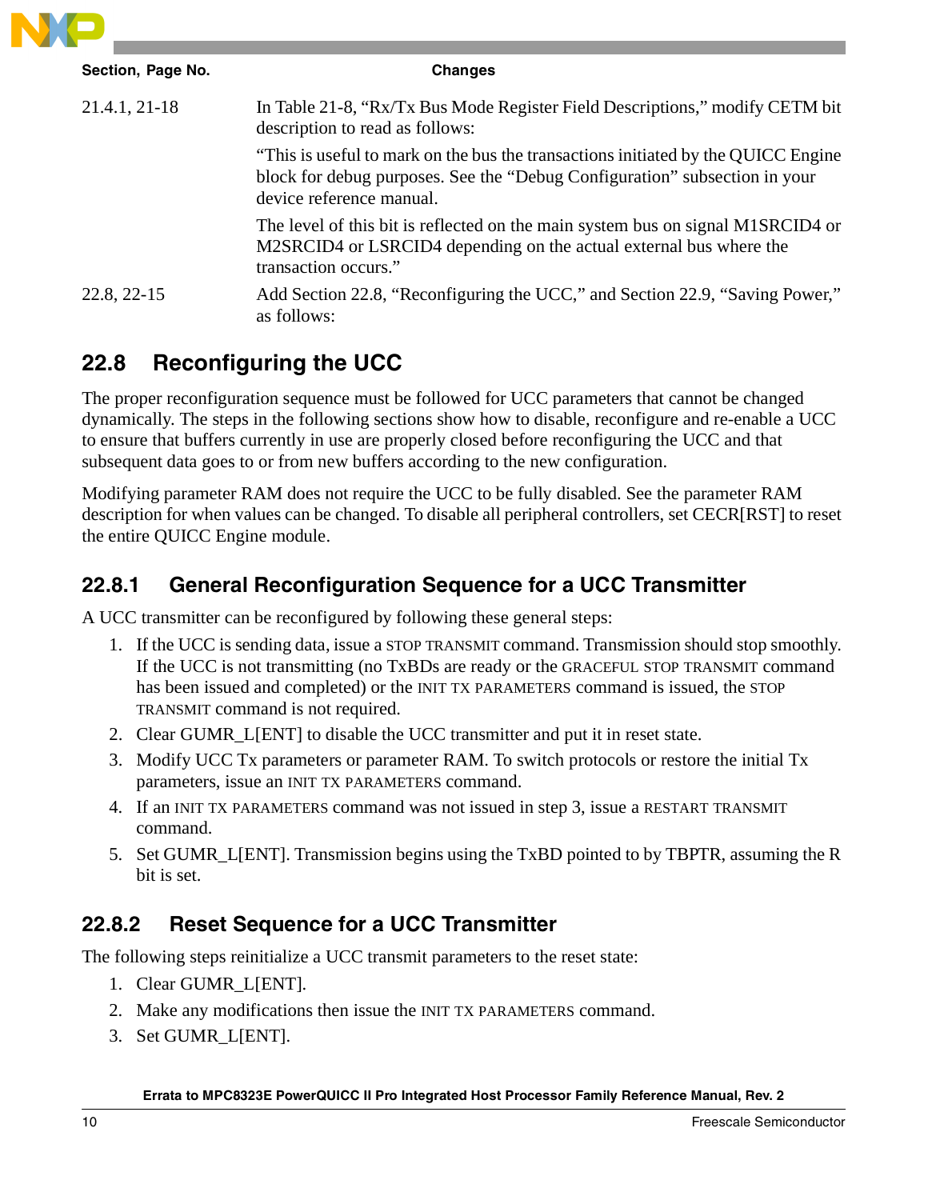| Section, Page No. | Changes |
|---|---|
| 21.4.1, 21-18 | In Table 21-8, "Rx/Tx Bus Mode Register Field Descriptions," modify CETM bit description to read as follows:<br><br>"This is useful to mark on the bus the transactions initiated by the QUICC Engine block for debug purposes. See the "Debug Configuration" subsection in your device reference manual.<br><br>The level of this bit is reflected on the main system bus on signal M1SRCID4 or M2SRCID4 or LSRCID4 depending on the actual external bus where the transaction occurs." |
| 22.8, 22-15 | Add Section 22.8, "Reconfiguring the UCC," and Section 22.9, "Saving Power," as follows: |

## 22.8 Reconfiguring the UCC

The proper reconfiguration sequence must be followed for UCC parameters that cannot be changed dynamically. The steps in the following sections show how to disable, reconfigure and re-enable a UCC to ensure that buffers currently in use are properly closed before reconfiguring the UCC and that subsequent data goes to or from new buffers according to the new configuration.

Modifying parameter RAM does not require the UCC to be fully disabled. See the parameter RAM description for when values can be changed. To disable all peripheral controllers, set CECR[RST] to reset the entire QUICC Engine module.

### 22.8.1 General Reconfiguration Sequence for a UCC Transmitter

A UCC transmitter can be reconfigured by following these general steps:

1. If the UCC is sending data, issue a STOP TRANSMIT command. Transmission should stop smoothly. If the UCC is not transmitting (no TxBDs are ready or the GRACEFUL STOP TRANSMIT command has been issued and completed) or the INIT TX PARAMETERS command is issued, the STOP TRANSMIT command is not required.
2. Clear GUMR_L[ENT] to disable the UCC transmitter and put it in reset state.
3. Modify UCC Tx parameters or parameter RAM. To switch protocols or restore the initial Tx parameters, issue an INIT TX PARAMETERS command.
4. If an INIT TX PARAMETERS command was not issued in step 3, issue a RESTART TRANSMIT command.
5. Set GUMR_L[ENT]. Transmission begins using the TxBD pointed to by TBPTR, assuming the R bit is set.

### 22.8.2 Reset Sequence for a UCC Transmitter

The following steps reinitialize a UCC transmit parameters to the reset state:

1. Clear GUMR_L[ENT].
2. Make any modifications then issue the INIT TX PARAMETERS command.
3. Set GUMR_L[ENT].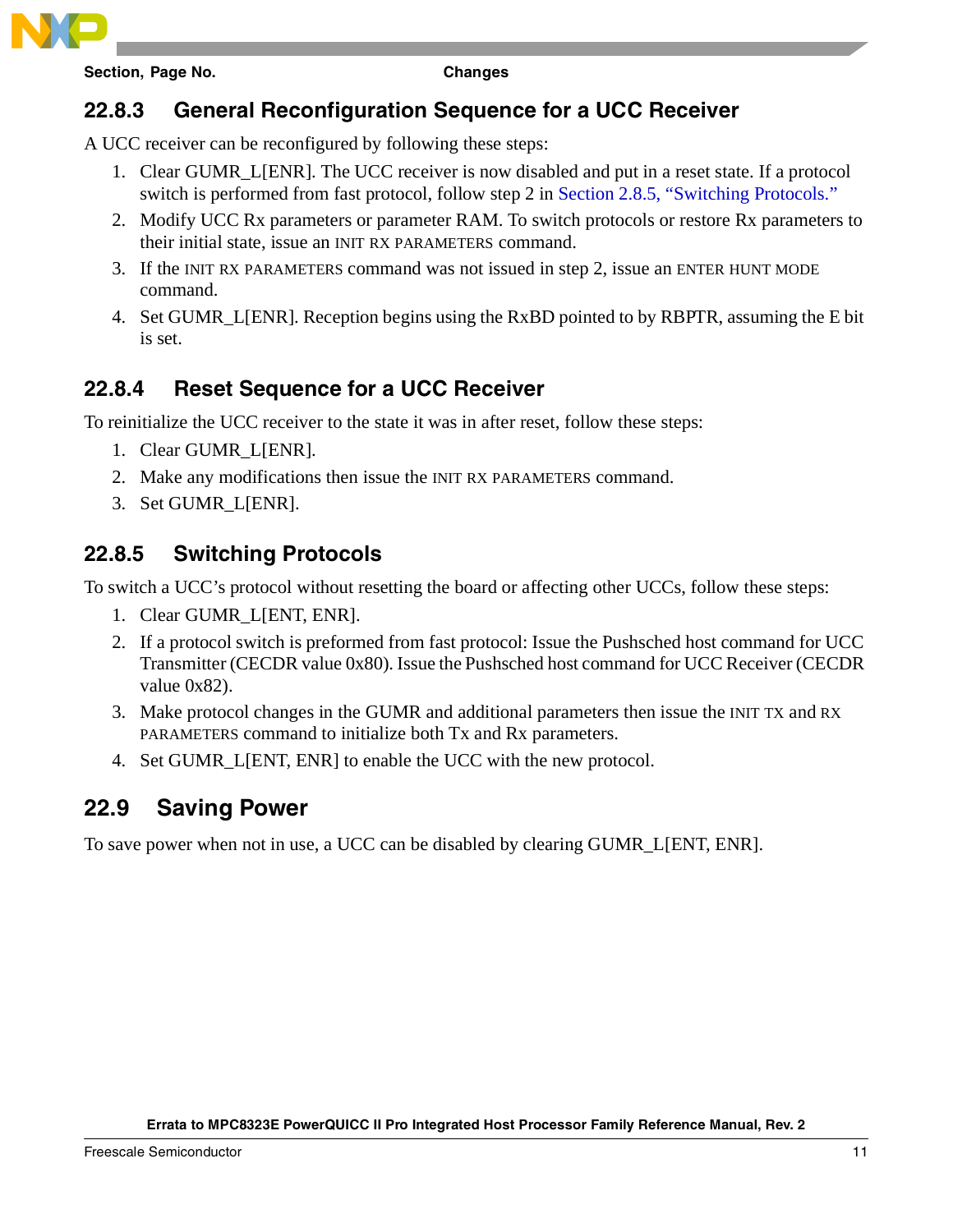### 22.8.3 General Reconfiguration Sequence for a UCC Receiver

A UCC receiver can be reconfigured by following these steps:

1. Clear GUMR_L[ENR]. The UCC receiver is now disabled and put in a reset state. If a protocol switch is performed from fast protocol, follow step 2 in Section 2.8.5, “Switching Protocols.”
2. Modify UCC Rx parameters or parameter RAM. To switch protocols or restore Rx parameters to their initial state, issue an INIT RX PARAMETERS command.
3. If the INIT RX PARAMETERS command was not issued in step 2, issue an ENTER HUNT MODE command.
4. Set GUMR_L[ENR]. Reception begins using the RxBD pointed to by RBPTR, assuming the E bit is set.

### 22.8.4 Reset Sequence for a UCC Receiver

To reinitialize the UCC receiver to the state it was in after reset, follow these steps:

1. Clear GUMR_L[ENR].
2. Make any modifications then issue the INIT RX PARAMETERS command.
3. Set GUMR_L[ENR].

### 22.8.5 Switching Protocols

To switch a UCC’s protocol without resetting the board or affecting other UCCs, follow these steps:

1. Clear GUMR_L[ENT, ENR].
2. If a protocol switch is preformed from fast protocol: Issue the Pushsched host command for UCC Transmitter (CECDR value 0x80). Issue the Pushsched host command for UCC Receiver (CECDR value 0x82).
3. Make protocol changes in the GUMR and additional parameters then issue the INIT TX and RX PARAMETERS command to initialize both Tx and Rx parameters.
4. Set GUMR_L[ENT, ENR] to enable the UCC with the new protocol.

## 22.9 Saving Power

To save power when not in use, a UCC can be disabled by clearing GUMR_L[ENT, ENR].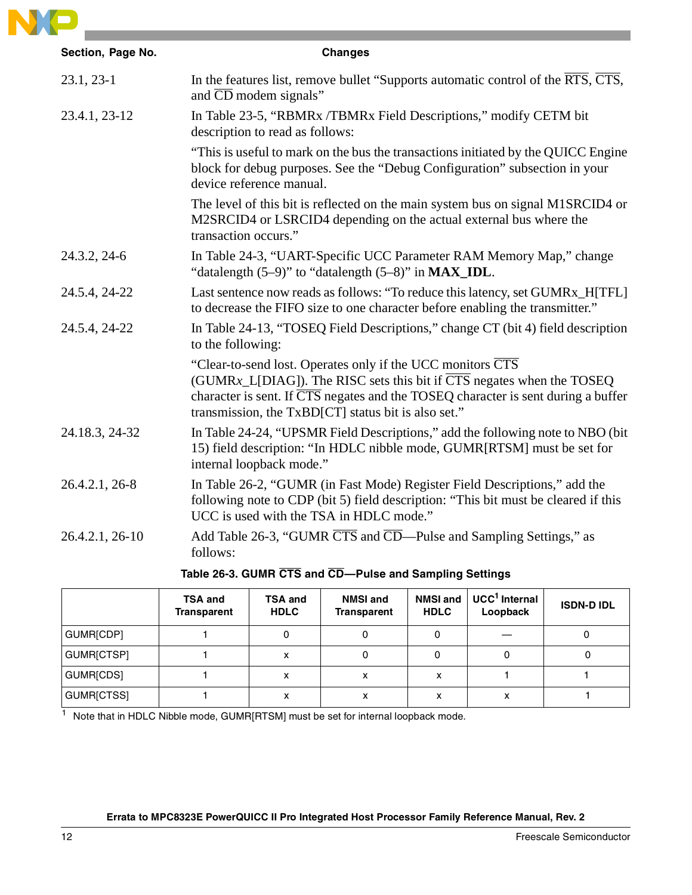| Section, Page No. | Changes |
|---|---|
| 23.1, 23-1 | In the features list, remove bullet "Supports automatic control of the $\overline{RTS}$, $\overline{CTS}$, and $\overline{CD}$ modem signals" |
| 23.4.1, 23-12 | In Table 23-5, "RBMRx /TBMRx Field Descriptions," modify CETM bit description to read as follows:<br>"This is useful to mark on the bus the transactions initiated by the QUICC Engine block for debug purposes. See the "Debug Configuration" subsection in your device reference manual.<br>The level of this bit is reflected on the main system bus on signal M1SRCID4 or M2SRCID4 or LSRCID4 depending on the actual external bus where the transaction occurs." |
| 24.3.2, 24-6 | In Table 24-3, "UART-Specific UCC Parameter RAM Memory Map," change "datalength (5–9)" to "datalength (5–8)" in **MAX_IDL**. |
| 24.5.4, 24-22 | Last sentence now reads as follows: "To reduce this latency, set GUMRx_H[TFL] to decrease the FIFO size to one character before enabling the transmitter." |
| 24.5.4, 24-22 | In Table 24-13, "TOSEQ Field Descriptions," change CT (bit 4) field description to the following:<br>"Clear-to-send lost. Operates only if the UCC monitors $\overline{CTS}$ (GUMR*x*_L[DIAG]). The RISC sets this bit if $\overline{CTS}$ negates when the TOSEQ character is sent. If $\overline{CTS}$ negates and the TOSEQ character is sent during a buffer transmission, the TxBD[CT] status bit is also set." |
| 24.18.3, 24-32 | In Table 24-24, "UPSMR Field Descriptions," add the following note to NBO (bit 15) field description: "In HDLC nibble mode, GUMR[RTSM] must be set for internal loopback mode." |
| 26.4.2.1, 26-8 | In Table 26-2, "GUMR (in Fast Mode) Register Field Descriptions," add the following note to CDP (bit 5) field description: "This bit must be cleared if this UCC is used with the TSA in HDLC mode." |
| 26.4.2.1, 26-10 | Add Table 26-3, "GUMR $\overline{CTS}$ and $\overline{CD}$—Pulse and Sampling Settings," as follows: |

**Table 26-3. GUMR $\overline{CTS}$ and $\overline{CD}$—Pulse and Sampling Settings**

| | TSA and Transparent | TSA and HDLC | NMSI and Transparent | NMSI and HDLC | UCC[1] Internal Loopback | ISDN-D IDL |
|---|---|---|---|---|---|---|
| GUMR[CDP] | 1 | 0 | 0 | 0 | — | 0 |
| GUMR[CTSP] | 1 | x | 0 | 0 | 0 | 0 |
| GUMR[CDS] | 1 | x | x | x | 1 | 1 |
| GUMR[CTSS] | 1 | x | x | x | x | 1 |

[1] Note that in HDLC Nibble mode, GUMR[RTSM] must be set for internal loopback mode.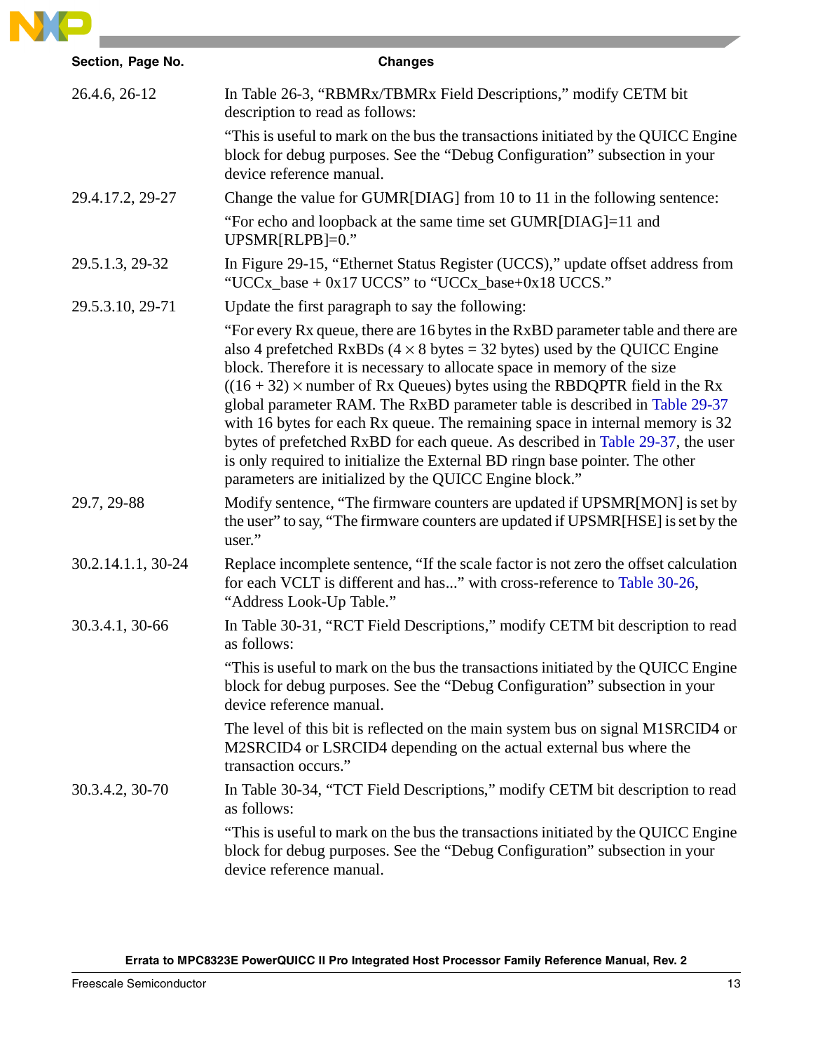| Section, Page No. | Changes |
|---|---|
| 26.4.6, 26-12 | In Table 26-3, “RBMRx/TBMRx Field Descriptions,” modify CETM bit description to read as follows:<br><br>“This is useful to mark on the bus the transactions initiated by the QUICC Engine block for debug purposes. See the “Debug Configuration” subsection in your device reference manual. |
| 29.4.17.2, 29-27 | Change the value for GUMR[DIAG] from 10 to 11 in the following sentence:<br><br>“For echo and loopback at the same time set GUMR[DIAG]=11 and UPSMR[RLPB]=0.” |
| 29.5.1.3, 29-32 | In Figure 29-15, “Ethernet Status Register (UCCS),” update offset address from “UCCx_base + 0x17 UCCS” to “UCCx_base+0x18 UCCS.” |
| 29.5.3.10, 29-71 | Update the first paragraph to say the following:<br><br>“For every Rx queue, there are 16 bytes in the RxBD parameter table and there are also 4 prefetched RxBDs ($4 \times 8$ bytes = 32 bytes) used by the QUICC Engine block. Therefore it is necessary to allocate space in memory of the size $((16 + 32) \times$ number of Rx Queues) bytes using the RBDQPTR field in the Rx global parameter RAM. The RxBD parameter table is described in Table 29-37 with 16 bytes for each Rx queue. The remaining space in internal memory is 32 bytes of prefetched RxBD for each queue. As described in Table 29-37, the user is only required to initialize the External BD ringn base pointer. The other parameters are initialized by the QUICC Engine block.” |
| 29.7, 29-88 | Modify sentence, “The firmware counters are updated if UPSMR[MON] is set by the user” to say, “The firmware counters are updated if UPSMR[HSE] is set by the user.” |
| 30.2.14.1.1, 30-24 | Replace incomplete sentence, “If the scale factor is not zero the offset calculation for each VCLT is different and has...” with cross-reference to Table 30-26, “Address Look-Up Table.” |
| 30.3.4.1, 30-66 | In Table 30-31, “RCT Field Descriptions,” modify CETM bit description to read as follows:<br><br>“This is useful to mark on the bus the transactions initiated by the QUICC Engine block for debug purposes. See the “Debug Configuration” subsection in your device reference manual.<br><br>The level of this bit is reflected on the main system bus on signal M1SRCID4 or M2SRCID4 or LSRCID4 depending on the actual external bus where the transaction occurs.” |
| 30.3.4.2, 30-70 | In Table 30-34, “TCT Field Descriptions,” modify CETM bit description to read as follows:<br><br>“This is useful to mark on the bus the transactions initiated by the QUICC Engine block for debug purposes. See the “Debug Configuration” subsection in your device reference manual. |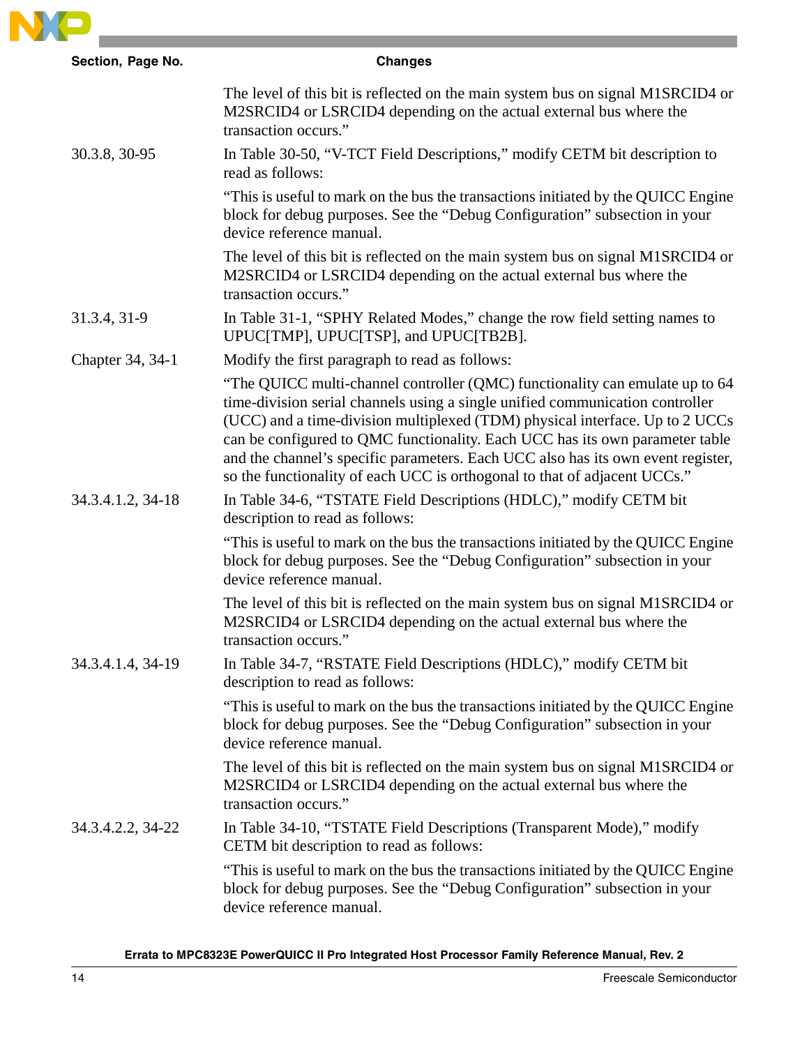| Section, Page No. | Changes |
|---|---|
| | The level of this bit is reflected on the main system bus on signal M1SRCID4 or M2SRCID4 or LSRCID4 depending on the actual external bus where the transaction occurs.” |
| 30.3.8, 30-95 | In Table 30-50, “V-TCT Field Descriptions,” modify CETM bit description to read as follows:<br><br>“This is useful to mark on the bus the transactions initiated by the QUICC Engine block for debug purposes. See the “Debug Configuration” subsection in your device reference manual.<br><br>The level of this bit is reflected on the main system bus on signal M1SRCID4 or M2SRCID4 or LSRCID4 depending on the actual external bus where the transaction occurs.” |
| 31.3.4, 31-9 | In Table 31-1, “SPHY Related Modes,” change the row field setting names to UPUC[TMP], UPUC[TSP], and UPUC[TB2B]. |
| Chapter 34, 34-1 | Modify the first paragraph to read as follows:<br><br>“The QUICC multi-channel controller (QMC) functionality can emulate up to 64 time-division serial channels using a single unified communication controller (UCC) and a time-division multiplexed (TDM) physical interface. Up to 2 UCCs can be configured to QMC functionality. Each UCC has its own parameter table and the channel’s specific parameters. Each UCC also has its own event register, so the functionality of each UCC is orthogonal to that of adjacent UCCs.” |
| 34.3.4.1.2, 34-18 | In Table 34-6, “TSTATE Field Descriptions (HDLC),” modify CETM bit description to read as follows:<br><br>“This is useful to mark on the bus the transactions initiated by the QUICC Engine block for debug purposes. See the “Debug Configuration” subsection in your device reference manual.<br><br>The level of this bit is reflected on the main system bus on signal M1SRCID4 or M2SRCID4 or LSRCID4 depending on the actual external bus where the transaction occurs.” |
| 34.3.4.1.4, 34-19 | In Table 34-7, “RSTATE Field Descriptions (HDLC),” modify CETM bit description to read as follows:<br><br>“This is useful to mark on the bus the transactions initiated by the QUICC Engine block for debug purposes. See the “Debug Configuration” subsection in your device reference manual.<br><br>The level of this bit is reflected on the main system bus on signal M1SRCID4 or M2SRCID4 or LSRCID4 depending on the actual external bus where the transaction occurs.” |
| 34.3.4.2.2, 34-22 | In Table 34-10, “TSTATE Field Descriptions (Transparent Mode),” modify CETM bit description to read as follows:<br><br>“This is useful to mark on the bus the transactions initiated by the QUICC Engine block for debug purposes. See the “Debug Configuration” subsection in your device reference manual. |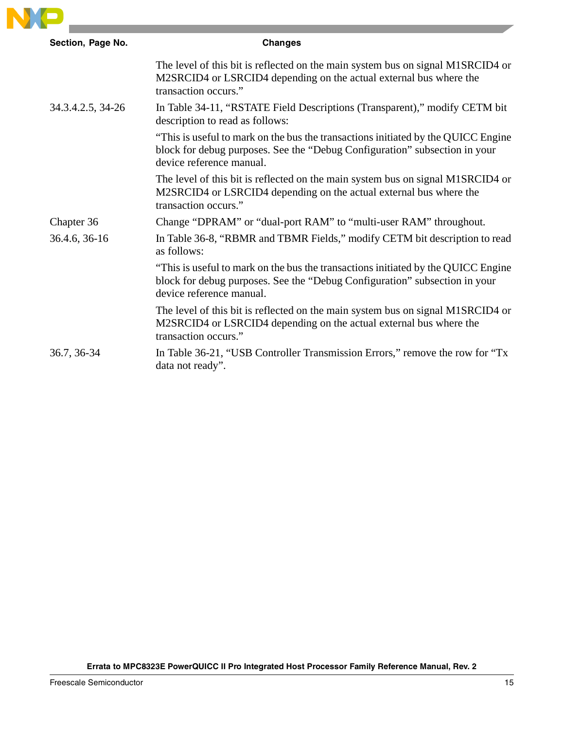| Section, Page No. | Changes |
|---|---|
| | The level of this bit is reflected on the main system bus on signal M1SRCID4 or M2SRCID4 or LSRCID4 depending on the actual external bus where the transaction occurs." |
| 34.3.4.2.5, 34-26 | In Table 34-11, "RSTATE Field Descriptions (Transparent)," modify CETM bit description to read as follows:<br><br>"This is useful to mark on the bus the transactions initiated by the QUICC Engine block for debug purposes. See the "Debug Configuration" subsection in your device reference manual.<br><br>The level of this bit is reflected on the main system bus on signal M1SRCID4 or M2SRCID4 or LSRCID4 depending on the actual external bus where the transaction occurs." |
| Chapter 36 | Change "DPRAM" or "dual-port RAM" to "multi-user RAM" throughout. |
| 36.4.6, 36-16 | In Table 36-8, "RBMR and TBMR Fields," modify CETM bit description to read as follows:<br><br>"This is useful to mark on the bus the transactions initiated by the QUICC Engine block for debug purposes. See the "Debug Configuration" subsection in your device reference manual.<br><br>The level of this bit is reflected on the main system bus on signal M1SRCID4 or M2SRCID4 or LSRCID4 depending on the actual external bus where the transaction occurs." |
| 36.7, 36-34 | In Table 36-21, "USB Controller Transmission Errors," remove the row for "Tx data not ready". |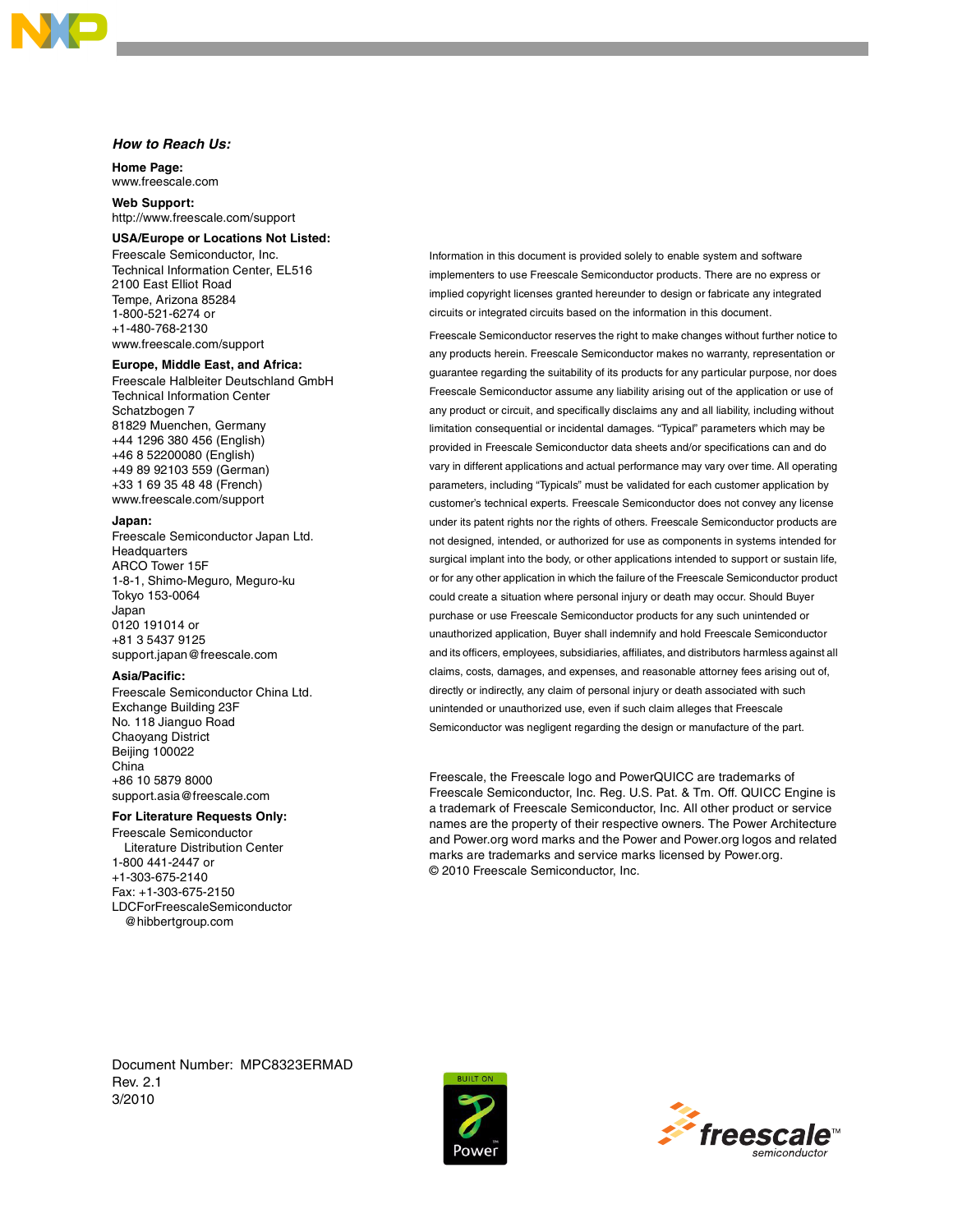***How to Reach Us:***

**Home Page:**
www.freescale.com

**Web Support:**
http://www.freescale.com/support

**USA/Europe or Locations Not Listed:**
Freescale Semiconductor, Inc.
Technical Information Center, EL516
2100 East Elliot Road
Tempe, Arizona 85284
1-800-521-6274 or
+1-480-768-2130
www.freescale.com/support

**Europe, Middle East, and Africa:**
Freescale Halbleiter Deutschland GmbH
Technical Information Center
Schatzbogen 7
81829 Muenchen, Germany
+44 1296 380 456 (English)
+46 8 52200080 (English)
+49 89 92103 559 (German)
+33 1 69 35 48 48 (French)
www.freescale.com/support

**Japan:**
Freescale Semiconductor Japan Ltd.
Headquarters
ARCO Tower 15F
1-8-1, Shimo-Meguro, Meguro-ku
Tokyo 153-0064
Japan
0120 191014 or
+81 3 5437 9125
support.japan@freescale.com

**Asia/Pacific:**
Freescale Semiconductor China Ltd.
Exchange Building 23F
No. 118 Jianguo Road
Chaoyang District
Beijing 100022
China
+86 10 5879 8000
support.asia@freescale.com

**For Literature Requests Only:**
Freescale Semiconductor
Literature Distribution Center
1-800 441-2447 or
+1-303-675-2140
Fax: +1-303-675-2150
LDCForFreescaleSemiconductor
@hibbertgroup.com

Information in this document is provided solely to enable system and software implementers to use Freescale Semiconductor products. There are no express or implied copyright licenses granted hereunder to design or fabricate any integrated circuits or integrated circuits based on the information in this document.

Freescale Semiconductor reserves the right to make changes without further notice to any products herein. Freescale Semiconductor makes no warranty, representation or guarantee regarding the suitability of its products for any particular purpose, nor does Freescale Semiconductor assume any liability arising out of the application or use of any product or circuit, and specifically disclaims any and all liability, including without limitation consequential or incidental damages. "Typical" parameters which may be provided in Freescale Semiconductor data sheets and/or specifications can and do vary in different applications and actual performance may vary over time. All operating parameters, including "Typicals" must be validated for each customer application by customer's technical experts. Freescale Semiconductor does not convey any license under its patent rights nor the rights of others. Freescale Semiconductor products are not designed, intended, or authorized for use as components in systems intended for surgical implant into the body, or other applications intended to support or sustain life, or for any other application in which the failure of the Freescale Semiconductor product could create a situation where personal injury or death may occur. Should Buyer purchase or use Freescale Semiconductor products for any such unintended or unauthorized application, Buyer shall indemnify and hold Freescale Semiconductor and its officers, employees, subsidiaries, affiliates, and distributors harmless against all claims, costs, damages, and expenses, and reasonable attorney fees arising out of, directly or indirectly, any claim of personal injury or death associated with such unintended or unauthorized use, even if such claim alleges that Freescale Semiconductor was negligent regarding the design or manufacture of the part.

Freescale, the Freescale logo and PowerQUICC are trademarks of Freescale Semiconductor, Inc. Reg. U.S. Pat. & Tm. Off. QUICC Engine is a trademark of Freescale Semiconductor, Inc. All other product or service names are the property of their respective owners. The Power Architecture and Power.org word marks and the Power and Power.org logos and related marks are trademarks and service marks licensed by Power.org.
© 2010 Freescale Semiconductor, Inc.

Document Number: MPC8323ERMAD
Rev. 2.1
3/2010